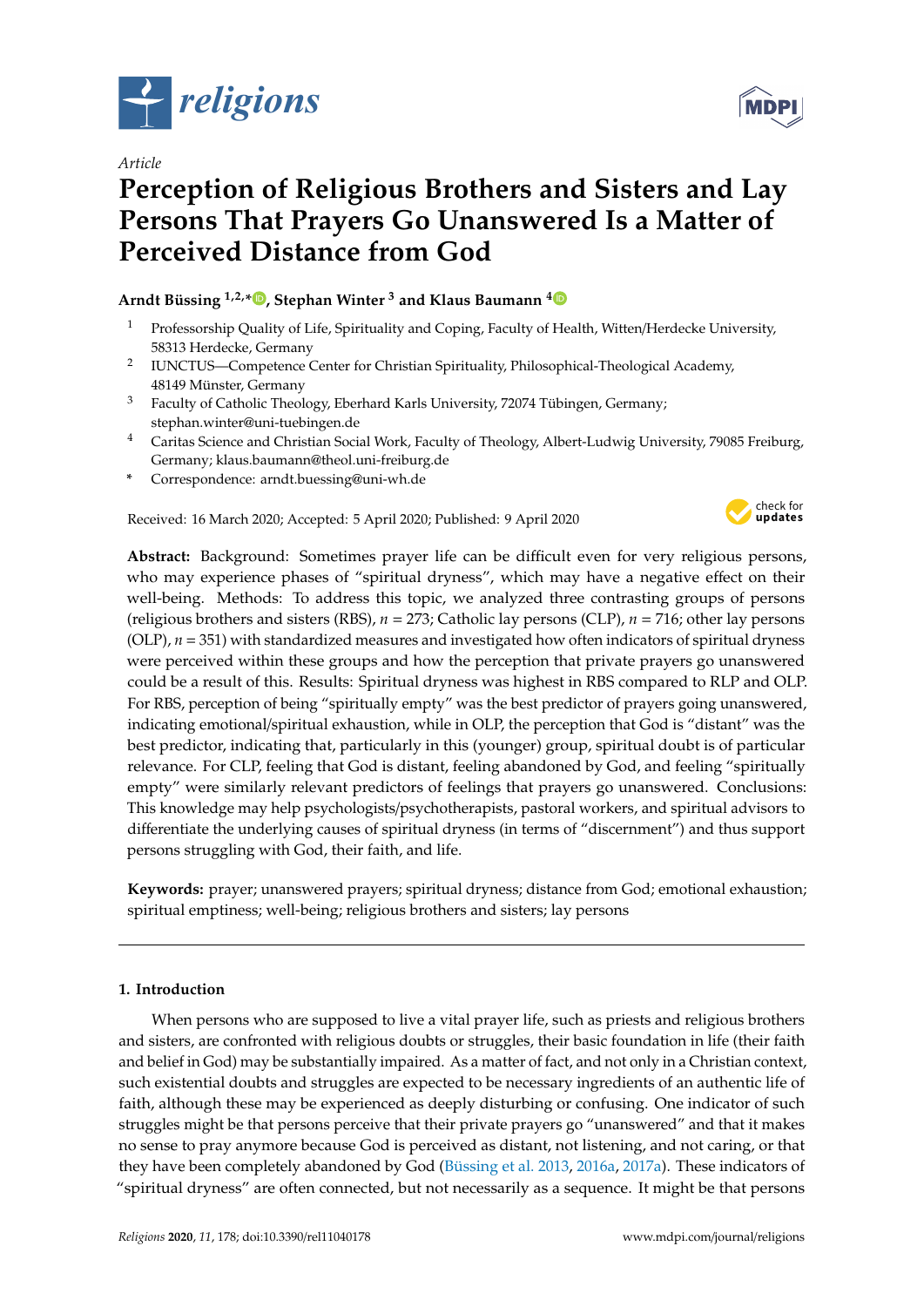*Article*

# Perception of Religious Brothers and Sisters and Lay Persons That Prayers Go Unanswered Is a Matter of Perceived Distance from God

**Arndt Büssing [1,2,*], Stephan Winter [3] and Klaus Baumann [4]**

[1] Professorship Quality of Life, Spirituality and Coping, Faculty of Health, Witten/Herdecke University, 58313 Herdecke, Germany

[2] IUNCTUS—Competence Center for Christian Spirituality, Philosophical-Theological Academy, 48149 Münster, Germany

[3] Faculty of Catholic Theology, Eberhard Karls University, 72074 Tübingen, Germany; stephan.winter@uni-tuebingen.de

[4] Caritas Science and Christian Social Work, Faculty of Theology, Albert-Ludwig University, 79085 Freiburg, Germany; klaus.baumann@theol.uni-freiburg.de

\* Correspondence: arndt.buessing@uni-wh.de

Received: 16 March 2020; Accepted: 5 April 2020; Published: 9 April 2020

**Abstract:** Background: Sometimes prayer life can be difficult even for very religious persons, who may experience phases of "spiritual dryness", which may have a negative effect on their well-being. Methods: To address this topic, we analyzed three contrasting groups of persons (religious brothers and sisters (RBS), $n = 273$; Catholic lay persons (CLP), $n = 716$; other lay persons (OLP), $n = 351$) with standardized measures and investigated how often indicators of spiritual dryness were perceived within these groups and how the perception that private prayers go unanswered could be a result of this. Results: Spiritual dryness was highest in RBS compared to RLP and OLP. For RBS, perception of being "spiritually empty" was the best predictor of prayers going unanswered, indicating emotional/spiritual exhaustion, while in OLP, the perception that God is "distant" was the best predictor, indicating that, particularly in this (younger) group, spiritual doubt is of particular relevance. For CLP, feeling that God is distant, feeling abandoned by God, and feeling "spiritually empty" were similarly relevant predictors of feelings that prayers go unanswered. Conclusions: This knowledge may help psychologists/psychotherapists, pastoral workers, and spiritual advisors to differentiate the underlying causes of spiritual dryness (in terms of "discernment") and thus support persons struggling with God, their faith, and life.

**Keywords:** prayer; unanswered prayers; spiritual dryness; distance from God; emotional exhaustion; spiritual emptiness; well-being; religious brothers and sisters; lay persons

## 1. Introduction

When persons who are supposed to live a vital prayer life, such as priests and religious brothers and sisters, are confronted with religious doubts or struggles, their basic foundation in life (their faith and belief in God) may be substantially impaired. As a matter of fact, and not only in a Christian context, such existential doubts and struggles are expected to be necessary ingredients of an authentic life of faith, although these may be experienced as deeply disturbing or confusing. One indicator of such struggles might be that persons perceive that their private prayers go "unanswered" and that it makes no sense to pray anymore because God is perceived as distant, not listening, and not caring, or that they have been completely abandoned by God (Büssing et al. 2013, 2016a, 2017a). These indicators of "spiritual dryness" are often connected, but not necessarily as a sequence. It might be that persons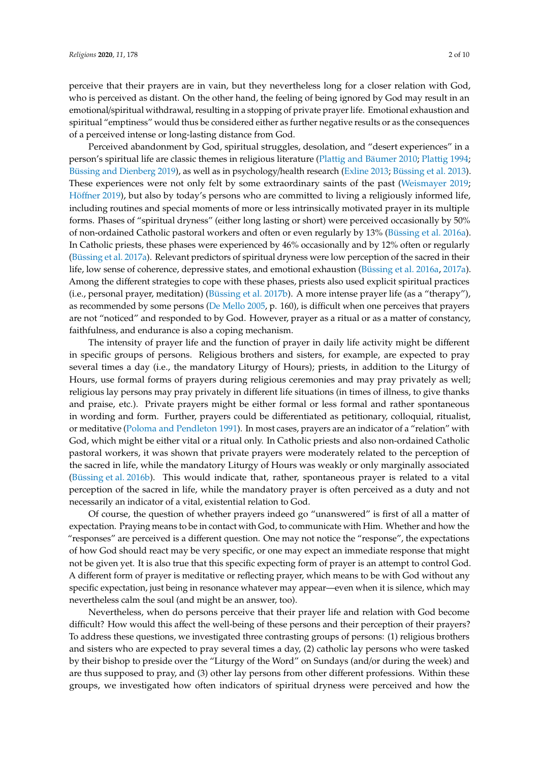perceive that their prayers are in vain, but they nevertheless long for a closer relation with God, who is perceived as distant. On the other hand, the feeling of being ignored by God may result in an emotional/spiritual withdrawal, resulting in a stopping of private prayer life. Emotional exhaustion and spiritual "emptiness" would thus be considered either as further negative results or as the consequences of a perceived intense or long-lasting distance from God.

Perceived abandonment by God, spiritual struggles, desolation, and "desert experiences" in a person's spiritual life are classic themes in religious literature (Plattig and Bäumer 2010; Plattig 1994; Büssing and Dienberg 2019), as well as in psychology/health research (Exline 2013; Büssing et al. 2013). These experiences were not only felt by some extraordinary saints of the past (Weismayer 2019; Höffner 2019), but also by today's persons who are committed to living a religiously informed life, including routines and special moments of more or less intrinsically motivated prayer in its multiple forms. Phases of "spiritual dryness" (either long lasting or short) were perceived occasionally by 50% of non-ordained Catholic pastoral workers and often or even regularly by 13% (Büssing et al. 2016a). In Catholic priests, these phases were experienced by 46% occasionally and by 12% often or regularly (Büssing et al. 2017a). Relevant predictors of spiritual dryness were low perception of the sacred in their life, low sense of coherence, depressive states, and emotional exhaustion (Büssing et al. 2016a, 2017a). Among the different strategies to cope with these phases, priests also used explicit spiritual practices (i.e., personal prayer, meditation) (Büssing et al. 2017b). A more intense prayer life (as a "therapy"), as recommended by some persons (De Mello 2005, p. 160), is difficult when one perceives that prayers are not "noticed" and responded to by God. However, prayer as a ritual or as a matter of constancy, faithfulness, and endurance is also a coping mechanism.

The intensity of prayer life and the function of prayer in daily life activity might be different in specific groups of persons. Religious brothers and sisters, for example, are expected to pray several times a day (i.e., the mandatory Liturgy of Hours); priests, in addition to the Liturgy of Hours, use formal forms of prayers during religious ceremonies and may pray privately as well; religious lay persons may pray privately in different life situations (in times of illness, to give thanks and praise, etc.). Private prayers might be either formal or less formal and rather spontaneous in wording and form. Further, prayers could be differentiated as petitionary, colloquial, ritualist, or meditative (Poloma and Pendleton 1991). In most cases, prayers are an indicator of a "relation" with God, which might be either vital or a ritual only. In Catholic priests and also non-ordained Catholic pastoral workers, it was shown that private prayers were moderately related to the perception of the sacred in life, while the mandatory Liturgy of Hours was weakly or only marginally associated (Büssing et al. 2016b). This would indicate that, rather, spontaneous prayer is related to a vital perception of the sacred in life, while the mandatory prayer is often perceived as a duty and not necessarily an indicator of a vital, existential relation to God.

Of course, the question of whether prayers indeed go "unanswered" is first of all a matter of expectation. Praying means to be in contact with God, to communicate with Him. Whether and how the "responses" are perceived is a different question. One may not notice the "response", the expectations of how God should react may be very specific, or one may expect an immediate response that might not be given yet. It is also true that this specific expecting form of prayer is an attempt to control God. A different form of prayer is meditative or reflecting prayer, which means to be with God without any specific expectation, just being in resonance whatever may appear—even when it is silence, which may nevertheless calm the soul (and might be an answer, too).

Nevertheless, when do persons perceive that their prayer life and relation with God become difficult? How would this affect the well-being of these persons and their perception of their prayers? To address these questions, we investigated three contrasting groups of persons: (1) religious brothers and sisters who are expected to pray several times a day, (2) catholic lay persons who were tasked by their bishop to preside over the "Liturgy of the Word" on Sundays (and/or during the week) and are thus supposed to pray, and (3) other lay persons from other different professions. Within these groups, we investigated how often indicators of spiritual dryness were perceived and how the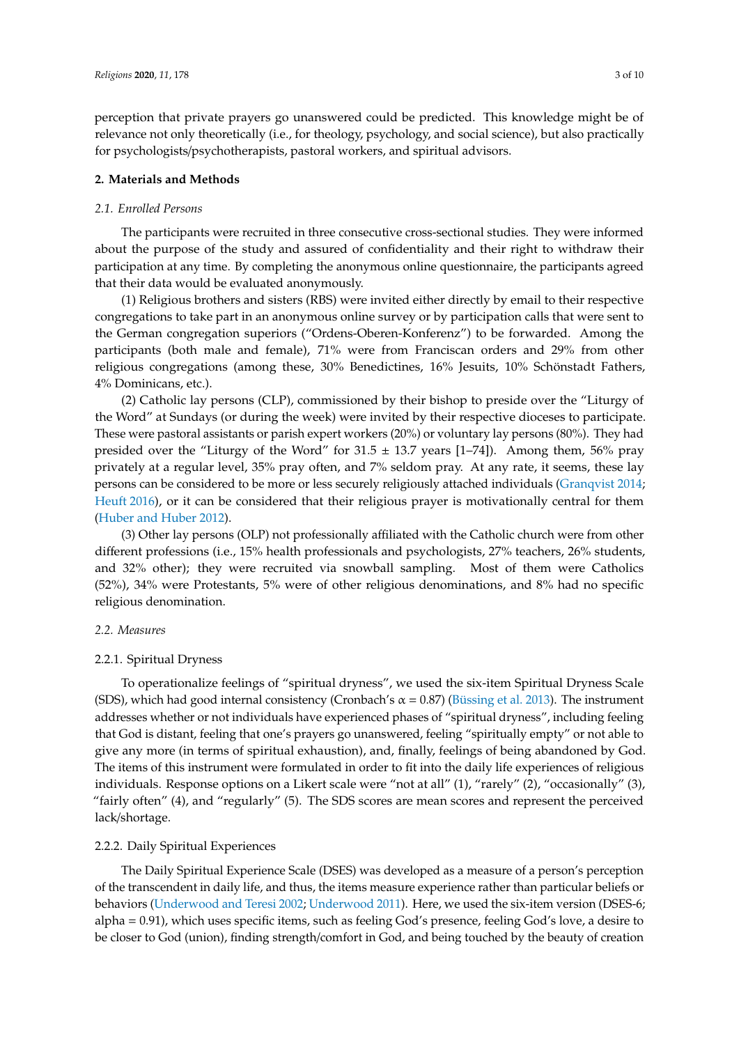perception that private prayers go unanswered could be predicted. This knowledge might be of relevance not only theoretically (i.e., for theology, psychology, and social science), but also practically for psychologists/psychotherapists, pastoral workers, and spiritual advisors.

## 2. Materials and Methods

### *2.1. Enrolled Persons*

The participants were recruited in three consecutive cross-sectional studies. They were informed about the purpose of the study and assured of confidentiality and their right to withdraw their participation at any time. By completing the anonymous online questionnaire, the participants agreed that their data would be evaluated anonymously.

(1) Religious brothers and sisters (RBS) were invited either directly by email to their respective congregations to take part in an anonymous online survey or by participation calls that were sent to the German congregation superiors ("Ordens-Oberen-Konferenz") to be forwarded. Among the participants (both male and female), 71% were from Franciscan orders and 29% from other religious congregations (among these, 30% Benedictines, 16% Jesuits, 10% Schönstadt Fathers, 4% Dominicans, etc.).

(2) Catholic lay persons (CLP), commissioned by their bishop to preside over the "Liturgy of the Word" at Sundays (or during the week) were invited by their respective dioceses to participate. These were pastoral assistants or parish expert workers (20%) or voluntary lay persons (80%). They had presided over the "Liturgy of the Word" for 31.5 ± 13.7 years [1–74]). Among them, 56% pray privately at a regular level, 35% pray often, and 7% seldom pray. At any rate, it seems, these lay persons can be considered to be more or less securely religiously attached individuals (Granqvist 2014; Heuft 2016), or it can be considered that their religious prayer is motivationally central for them (Huber and Huber 2012).

(3) Other lay persons (OLP) not professionally affiliated with the Catholic church were from other different professions (i.e., 15% health professionals and psychologists, 27% teachers, 26% students, and 32% other); they were recruited via snowball sampling. Most of them were Catholics (52%), 34% were Protestants, 5% were of other religious denominations, and 8% had no specific religious denomination.

### *2.2. Measures*

#### 2.2.1. Spiritual Dryness

To operationalize feelings of "spiritual dryness", we used the six-item Spiritual Dryness Scale (SDS), which had good internal consistency (Cronbach's $\alpha$ = 0.87) (Büssing et al. 2013). The instrument addresses whether or not individuals have experienced phases of "spiritual dryness", including feeling that God is distant, feeling that one's prayers go unanswered, feeling "spiritually empty" or not able to give any more (in terms of spiritual exhaustion), and, finally, feelings of being abandoned by God. The items of this instrument were formulated in order to fit into the daily life experiences of religious individuals. Response options on a Likert scale were "not at all" (1), "rarely" (2), "occasionally" (3), "fairly often" (4), and "regularly" (5). The SDS scores are mean scores and represent the perceived lack/shortage.

#### 2.2.2. Daily Spiritual Experiences

The Daily Spiritual Experience Scale (DSES) was developed as a measure of a person's perception of the transcendent in daily life, and thus, the items measure experience rather than particular beliefs or behaviors (Underwood and Teresi 2002; Underwood 2011). Here, we used the six-item version (DSES-6; alpha = 0.91), which uses specific items, such as feeling God's presence, feeling God's love, a desire to be closer to God (union), finding strength/comfort in God, and being touched by the beauty of creation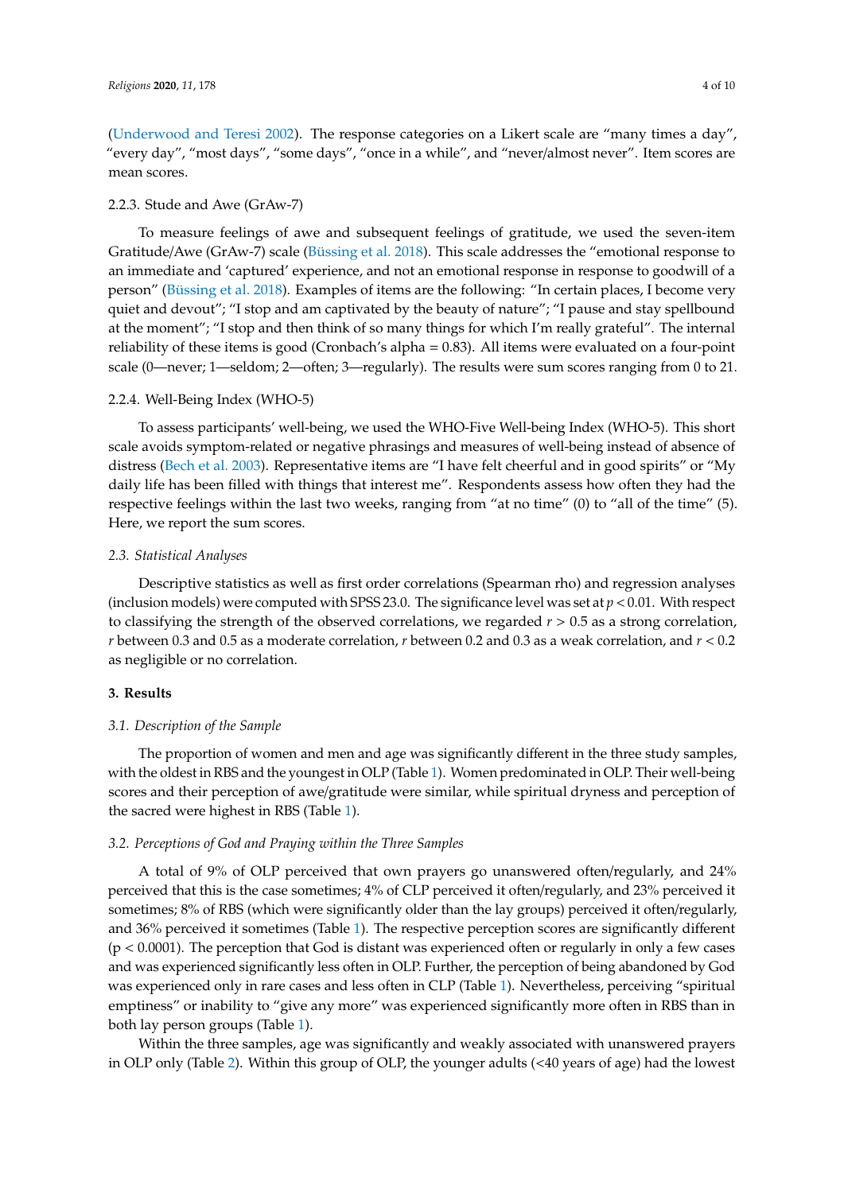(Underwood and Teresi 2002). The response categories on a Likert scale are "many times a day", "every day", "most days", "some days", "once in a while", and "never/almost never". Item scores are mean scores.

#### 2.2.3. Stude and Awe (GrAw-7)

To measure feelings of awe and subsequent feelings of gratitude, we used the seven-item Gratitude/Awe (GrAw-7) scale (Büssing et al. 2018). This scale addresses the "emotional response to an immediate and 'captured' experience, and not an emotional response in response to goodwill of a person" (Büssing et al. 2018). Examples of items are the following: "In certain places, I become very quiet and devout"; "I stop and am captivated by the beauty of nature"; "I pause and stay spellbound at the moment"; "I stop and then think of so many things for which I'm really grateful". The internal reliability of these items is good (Cronbach's alpha = 0.83). All items were evaluated on a four-point scale (0—never; 1—seldom; 2—often; 3—regularly). The results were sum scores ranging from 0 to 21.

#### 2.2.4. Well-Being Index (WHO-5)

To assess participants' well-being, we used the WHO-Five Well-being Index (WHO-5). This short scale avoids symptom-related or negative phrasings and measures of well-being instead of absence of distress (Bech et al. 2003). Representative items are "I have felt cheerful and in good spirits" or "My daily life has been filled with things that interest me". Respondents assess how often they had the respective feelings within the last two weeks, ranging from "at no time" (0) to "all of the time" (5). Here, we report the sum scores.

### *2.3. Statistical Analyses*

Descriptive statistics as well as first order correlations (Spearman rho) and regression analyses (inclusion models) were computed with SPSS 23.0. The significance level was set at $p < 0.01$. With respect to classifying the strength of the observed correlations, we regarded $r > 0.5$ as a strong correlation, $r$ between 0.3 and 0.5 as a moderate correlation, $r$ between 0.2 and 0.3 as a weak correlation, and $r < 0.2$ as negligible or no correlation.

## 3. Results

### *3.1. Description of the Sample*

The proportion of women and men and age was significantly different in the three study samples, with the oldest in RBS and the youngest in OLP (Table 1). Women predominated in OLP. Their well-being scores and their perception of awe/gratitude were similar, while spiritual dryness and perception of the sacred were highest in RBS (Table 1).

### *3.2. Perceptions of God and Praying within the Three Samples*

A total of 9% of OLP perceived that own prayers go unanswered often/regularly, and 24% perceived that this is the case sometimes; 4% of CLP perceived it often/regularly, and 23% perceived it sometimes; 8% of RBS (which were significantly older than the lay groups) perceived it often/regularly, and 36% perceived it sometimes (Table 1). The respective perception scores are significantly different ($p < 0.0001$). The perception that God is distant was experienced often or regularly in only a few cases and was experienced significantly less often in OLP. Further, the perception of being abandoned by God was experienced only in rare cases and less often in CLP (Table 1). Nevertheless, perceiving "spiritual emptiness" or inability to "give any more" was experienced significantly more often in RBS than in both lay person groups (Table 1).

Within the three samples, age was significantly and weakly associated with unanswered prayers in OLP only (Table 2). Within this group of OLP, the younger adults (<40 years of age) had the lowest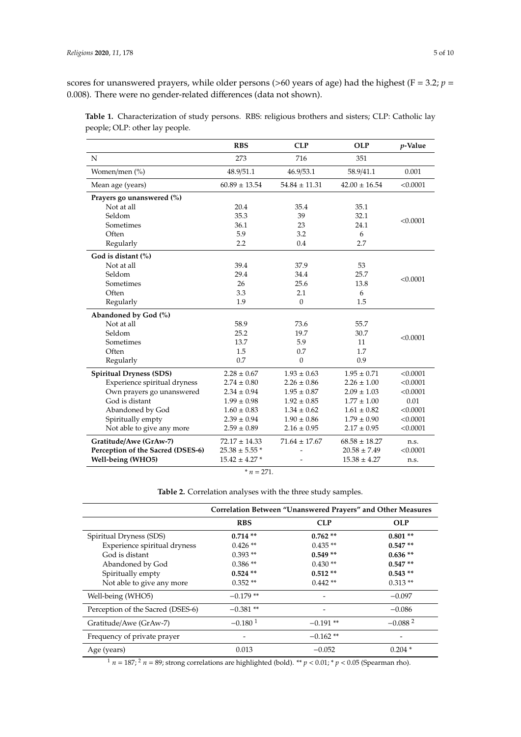scores for unanswered prayers, while older persons (>60 years of age) had the highest ($F = 3.2$; $p = 0.008$). There were no gender-related differences (data not shown).

**Table 1.** Characterization of study persons. RBS: religious brothers and sisters; CLP: Catholic lay people; OLP: other lay people.

| | RBS | CLP | OLP | *p*-Value |
|---|---|---|---|---|
| N | 273 | 716 | 351 | |
| Women/men (%) | 48.9/51.1 | 46.9/53.1 | 58.9/41.1 | 0.001 |
| Mean age (years) | 60.89 ± 13.54 | 54.84 ± 11.31 | 42.00 ± 16.54 | <0.0001 |
| **Prayers go unanswered (%)** | | | | |
| Not at all | 20.4 | 35.4 | 35.1 | <0.0001 |
| Seldom | 35.3 | 39 | 32.1 | |
| Sometimes | 36.1 | 23 | 24.1 | |
| Often | 5.9 | 3.2 | 6 | |
| Regularly | 2.2 | 0.4 | 2.7 | |
| **God is distant (%)** | | | | |
| Not at all | 39.4 | 37.9 | 53 | <0.0001 |
| Seldom | 29.4 | 34.4 | 25.7 | |
| Sometimes | 26 | 25.6 | 13.8 | |
| Often | 3.3 | 2.1 | 6 | |
| Regularly | 1.9 | 0 | 1.5 | |
| **Abandoned by God (%)** | | | | |
| Not at all | 58.9 | 73.6 | 55.7 | <0.0001 |
| Seldom | 25.2 | 19.7 | 30.7 | |
| Sometimes | 13.7 | 5.9 | 11 | |
| Often | 1.5 | 0.7 | 1.7 | |
| Regularly | 0.7 | 0 | 0.9 | |
| **Spiritual Dryness (SDS)** | 2.28 ± 0.67 | 1.93 ± 0.63 | 1.95 ± 0.71 | <0.0001 |
| Experience spiritual dryness | 2.74 ± 0.80 | 2.26 ± 0.86 | 2.26 ± 1.00 | <0.0001 |
| Own prayers go unanswered | 2.34 ± 0.94 | 1.95 ± 0.87 | 2.09 ± 1.03 | <0.0001 |
| God is distant | 1.99 ± 0.98 | 1.92 ± 0.85 | 1.77 ± 1.00 | 0.01 |
| Abandoned by God | 1.60 ± 0.83 | 1.34 ± 0.62 | 1.61 ± 0.82 | <0.0001 |
| Spiritually empty | 2.39 ± 0.94 | 1.90 ± 0.86 | 1.79 ± 0.90 | <0.0001 |
| Not able to give any more | 2.59 ± 0.89 | 2.16 ± 0.95 | 2.17 ± 0.95 | <0.0001 |
| **Gratitude/Awe (GrAw-7)** | 72.17 ± 14.33 | 71.64 ± 17.67 | 68.58 ± 18.27 | n.s. |
| **Perception of the Sacred (DSES-6)** | 25.38 ± 5.55 * | - | 20.58 ± 7.49 | <0.0001 |
| **Well-being (WHO5)** | 15.42 ± 4.27 * | - | 15.38 ± 4.27 | n.s. |

\* $n = 271$.

**Table 2.** Correlation analyses with the three study samples.

| | Correlation Between "Unanswered Prayers" and Other Measures | | |
|---|---|---|---|
| | **RBS** | **CLP** | **OLP** |
| Spiritual Dryness (SDS) | **0.714** ** | **0.762** ** | **0.801** ** |
| Experience spiritual dryness | 0.426 ** | 0.435 ** | **0.547** ** |
| God is distant | 0.393 ** | **0.549** ** | **0.636** ** |
| Abandoned by God | 0.386 ** | 0.430 ** | **0.547** ** |
| Spiritually empty | **0.524** ** | **0.512** ** | **0.543** ** |
| Not able to give any more | 0.352 ** | 0.442 ** | 0.313 ** |
| Well-being (WHO5) | −0.179 ** | - | −0.097 |
| Perception of the Sacred (DSES-6) | −0.381 ** | - | −0.086 |
| Gratitude/Awe (GrAw-7) | −0.180 [1] | −0.191 ** | −0.088 [2] |
| Frequency of private prayer | - | −0.162 ** | - |
| Age (years) | 0.013 | −0.052 | 0.204 * |

[1] $n = 187$; [2] $n = 89$; strong correlations are highlighted (bold). ** $p < 0.01$; * $p < 0.05$ (Spearman rho).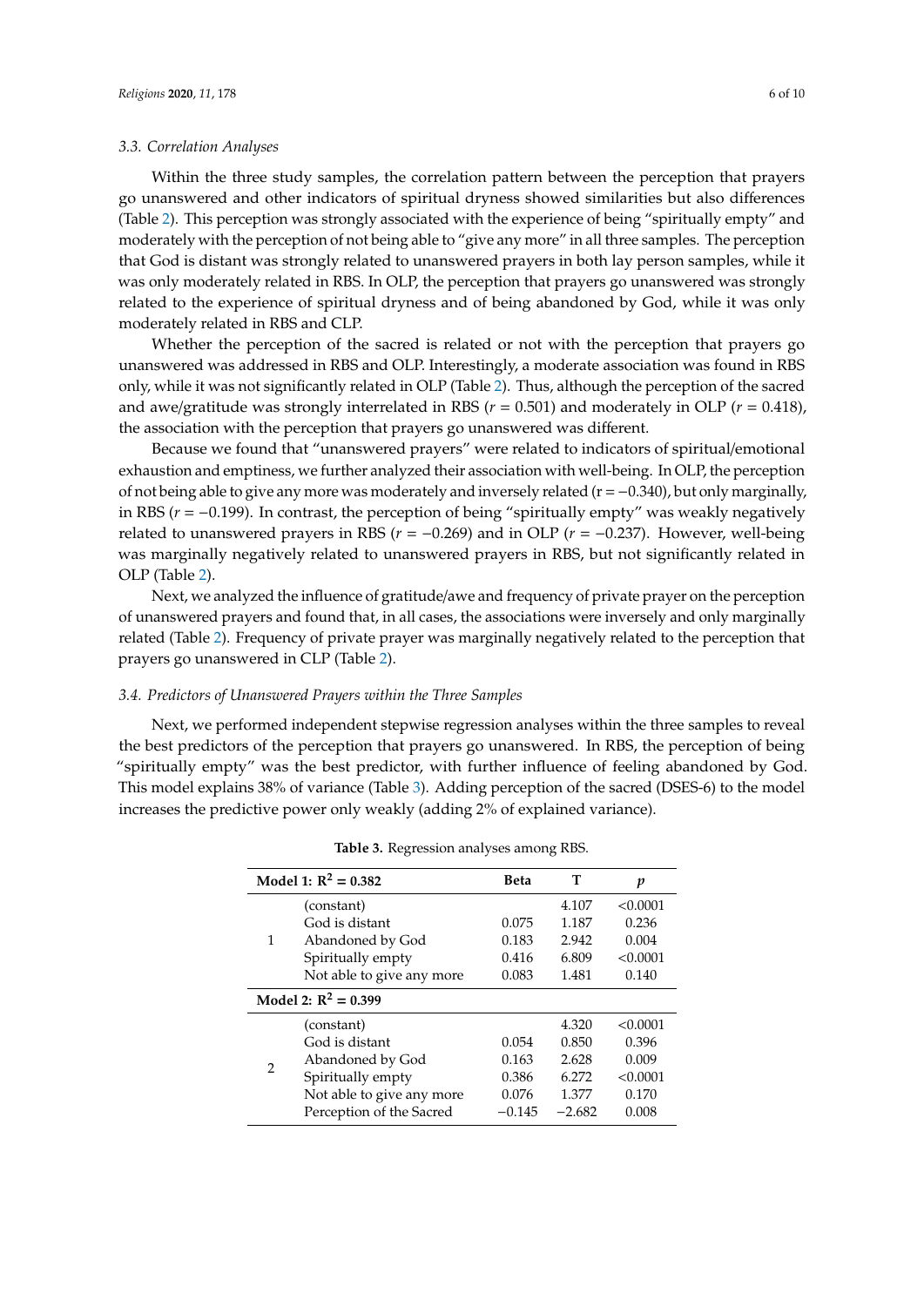### 3.3. Correlation Analyses

Within the three study samples, the correlation pattern between the perception that prayers go unanswered and other indicators of spiritual dryness showed similarities but also differences (Table 2). This perception was strongly associated with the experience of being "spiritually empty" and moderately with the perception of not being able to "give any more" in all three samples. The perception that God is distant was strongly related to unanswered prayers in both lay person samples, while it was only moderately related in RBS. In OLP, the perception that prayers go unanswered was strongly related to the experience of spiritual dryness and of being abandoned by God, while it was only moderately related in RBS and CLP.

Whether the perception of the sacred is related or not with the perception that prayers go unanswered was addressed in RBS and OLP. Interestingly, a moderate association was found in RBS only, while it was not significantly related in OLP (Table 2). Thus, although the perception of the sacred and awe/gratitude was strongly interrelated in RBS ($r = 0.501$) and moderately in OLP ($r = 0.418$), the association with the perception that prayers go unanswered was different.

Because we found that "unanswered prayers" were related to indicators of spiritual/emotional exhaustion and emptiness, we further analyzed their association with well-being. In OLP, the perception of not being able to give any more was moderately and inversely related ($r = -0.340$), but only marginally, in RBS ($r = -0.199$). In contrast, the perception of being "spiritually empty" was weakly negatively related to unanswered prayers in RBS ($r = -0.269$) and in OLP ($r = -0.237$). However, well-being was marginally negatively related to unanswered prayers in RBS, but not significantly related in OLP (Table 2).

Next, we analyzed the influence of gratitude/awe and frequency of private prayer on the perception of unanswered prayers and found that, in all cases, the associations were inversely and only marginally related (Table 2). Frequency of private prayer was marginally negatively related to the perception that prayers go unanswered in CLP (Table 2).

### 3.4. Predictors of Unanswered Prayers within the Three Samples

Next, we performed independent stepwise regression analyses within the three samples to reveal the best predictors of the perception that prayers go unanswered. In RBS, the perception of being "spiritually empty" was the best predictor, with further influence of feeling abandoned by God. This model explains 38% of variance (Table 3). Adding perception of the sacred (DSES-6) to the model increases the predictive power only weakly (adding 2% of explained variance).

**Table 3.** Regression analyses among RBS.

| Model 1: $R^2 = 0.382$ | | Beta | T | *p* |
|---|---|---|---|---|
| 1 | (constant) | | 4.107 | <0.0001 |
| | God is distant | 0.075 | 1.187 | 0.236 |
| | Abandoned by God | 0.183 | 2.942 | 0.004 |
| | Spiritually empty | 0.416 | 6.809 | <0.0001 |
| | Not able to give any more | 0.083 | 1.481 | 0.140 |
| **Model 2: $R^2 = 0.399$** | | | | |
| 2 | (constant) | | 4.320 | <0.0001 |
| | God is distant | 0.054 | 0.850 | 0.396 |
| | Abandoned by God | 0.163 | 2.628 | 0.009 |
| | Spiritually empty | 0.386 | 6.272 | <0.0001 |
| | Not able to give any more | 0.076 | 1.377 | 0.170 |
| | Perception of the Sacred | −0.145 | −2.682 | 0.008 |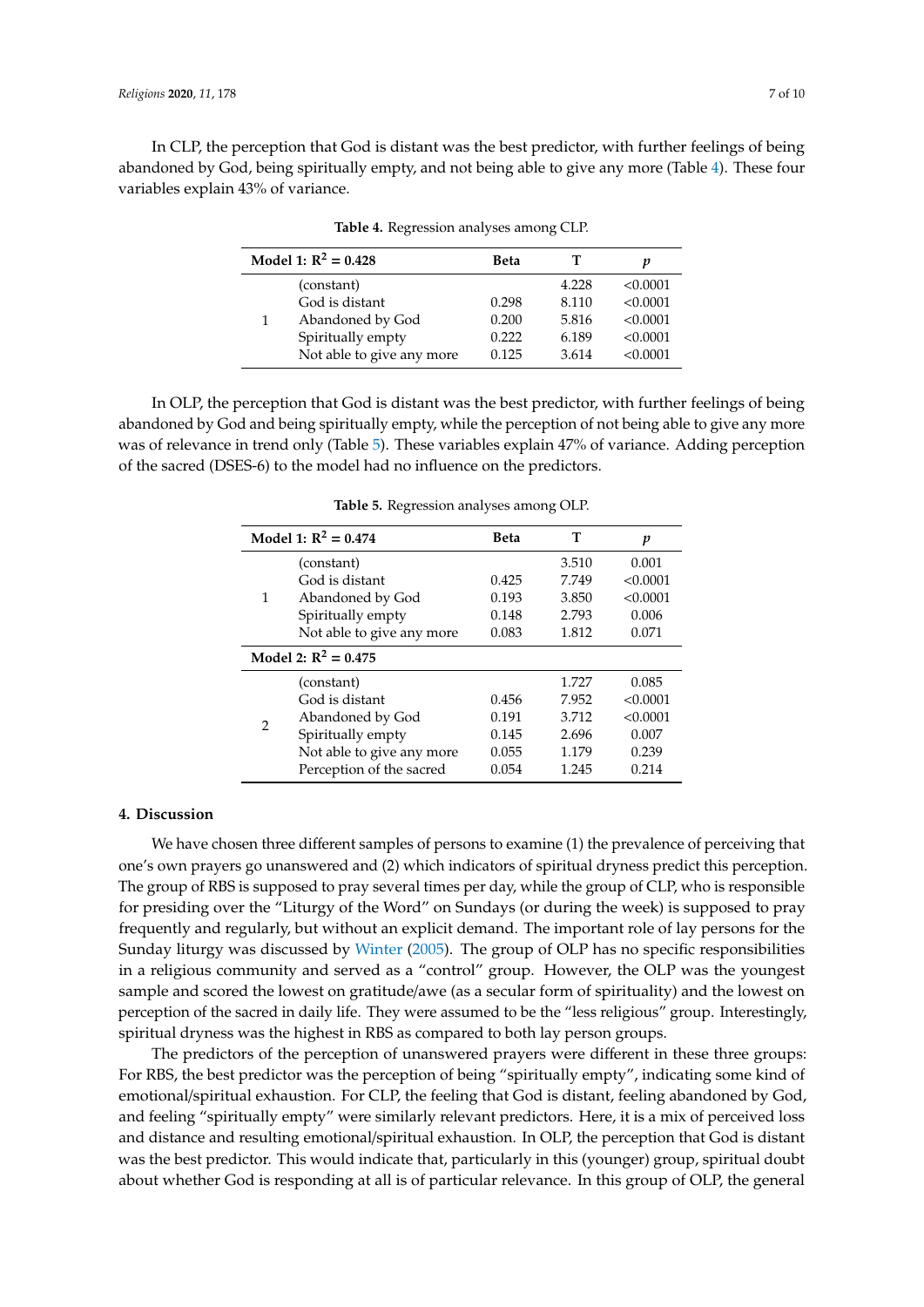In CLP, the perception that God is distant was the best predictor, with further feelings of being abandoned by God, being spiritually empty, and not being able to give any more (Table 4). These four variables explain 43% of variance.

**Table 4.** Regression analyses among CLP.

| Model 1: $R^2 = 0.428$ | | Beta | T | $p$ |
|---|---|---|---|---|
| 1 | (constant) | | 4.228 | <0.0001 |
| | God is distant | 0.298 | 8.110 | <0.0001 |
| | Abandoned by God | 0.200 | 5.816 | <0.0001 |
| | Spiritually empty | 0.222 | 6.189 | <0.0001 |
| | Not able to give any more | 0.125 | 3.614 | <0.0001 |

In OLP, the perception that God is distant was the best predictor, with further feelings of being abandoned by God and being spiritually empty, while the perception of not being able to give any more was of relevance in trend only (Table 5). These variables explain 47% of variance. Adding perception of the sacred (DSES-6) to the model had no influence on the predictors.

**Table 5.** Regression analyses among OLP.

| Model 1: $R^2 = 0.474$ | | Beta | T | $p$ |
|---|---|---|---|---|
| 1 | (constant) | | 3.510 | 0.001 |
| | God is distant | 0.425 | 7.749 | <0.0001 |
| | Abandoned by God | 0.193 | 3.850 | <0.0001 |
| | Spiritually empty | 0.148 | 2.793 | 0.006 |
| | Not able to give any more | 0.083 | 1.812 | 0.071 |
| **Model 2: $R^2 = 0.475$** | | | | |
| 2 | (constant) | | 1.727 | 0.085 |
| | God is distant | 0.456 | 7.952 | <0.0001 |
| | Abandoned by God | 0.191 | 3.712 | <0.0001 |
| | Spiritually empty | 0.145 | 2.696 | 0.007 |
| | Not able to give any more | 0.055 | 1.179 | 0.239 |
| | Perception of the sacred | 0.054 | 1.245 | 0.214 |

## 4. Discussion

We have chosen three different samples of persons to examine (1) the prevalence of perceiving that one's own prayers go unanswered and (2) which indicators of spiritual dryness predict this perception. The group of RBS is supposed to pray several times per day, while the group of CLP, who is responsible for presiding over the "Liturgy of the Word" on Sundays (or during the week) is supposed to pray frequently and regularly, but without an explicit demand. The important role of lay persons for the Sunday liturgy was discussed by Winter (2005). The group of OLP has no specific responsibilities in a religious community and served as a "control" group. However, the OLP was the youngest sample and scored the lowest on gratitude/awe (as a secular form of spirituality) and the lowest on perception of the sacred in daily life. They were assumed to be the "less religious" group. Interestingly, spiritual dryness was the highest in RBS as compared to both lay person groups.

The predictors of the perception of unanswered prayers were different in these three groups: For RBS, the best predictor was the perception of being "spiritually empty", indicating some kind of emotional/spiritual exhaustion. For CLP, the feeling that God is distant, feeling abandoned by God, and feeling "spiritually empty" were similarly relevant predictors. Here, it is a mix of perceived loss and distance and resulting emotional/spiritual exhaustion. In OLP, the perception that God is distant was the best predictor. This would indicate that, particularly in this (younger) group, spiritual doubt about whether God is responding at all is of particular relevance. In this group of OLP, the general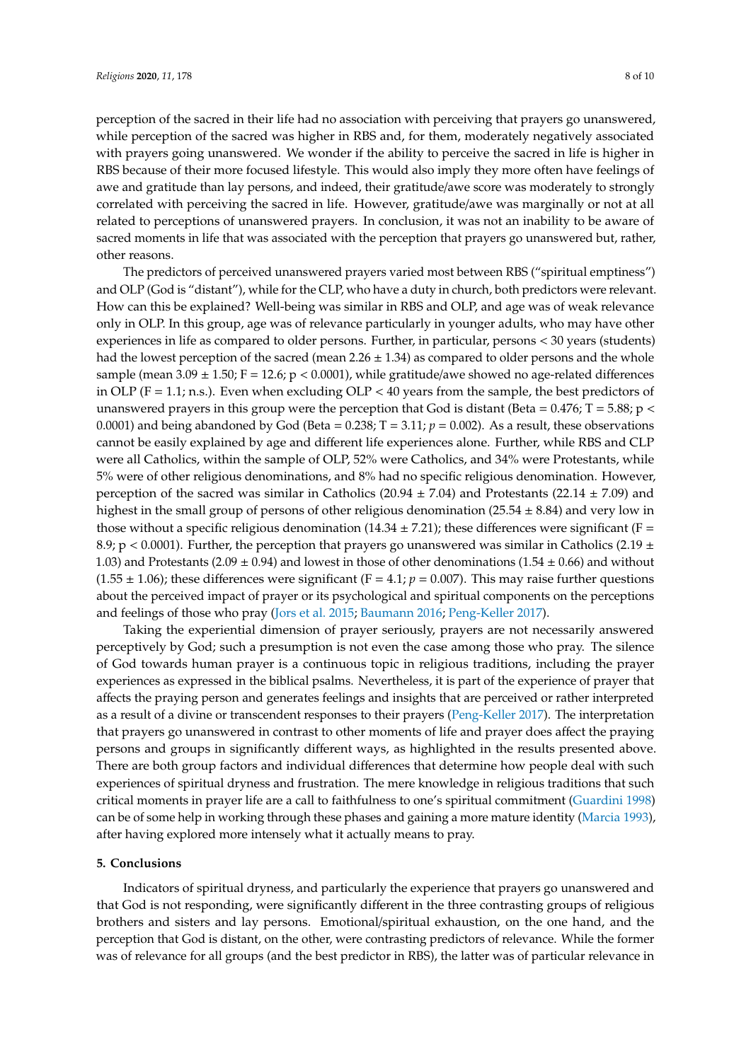perception of the sacred in their life had no association with perceiving that prayers go unanswered, while perception of the sacred was higher in RBS and, for them, moderately negatively associated with prayers going unanswered. We wonder if the ability to perceive the sacred in life is higher in RBS because of their more focused lifestyle. This would also imply they more often have feelings of awe and gratitude than lay persons, and indeed, their gratitude/awe score was moderately to strongly correlated with perceiving the sacred in life. However, gratitude/awe was marginally or not at all related to perceptions of unanswered prayers. In conclusion, it was not an inability to be aware of sacred moments in life that was associated with the perception that prayers go unanswered but, rather, other reasons.

The predictors of perceived unanswered prayers varied most between RBS ("spiritual emptiness") and OLP (God is "distant"), while for the CLP, who have a duty in church, both predictors were relevant. How can this be explained? Well-being was similar in RBS and OLP, and age was of weak relevance only in OLP. In this group, age was of relevance particularly in younger adults, who may have other experiences in life as compared to older persons. Further, in particular, persons < 30 years (students) had the lowest perception of the sacred (mean 2.26 ± 1.34) as compared to older persons and the whole sample (mean 3.09 ± 1.50; $F = 12.6$; $p < 0.0001$), while gratitude/awe showed no age-related differences in OLP ($F = 1.1$; n.s.). Even when excluding OLP < 40 years from the sample, the best predictors of unanswered prayers in this group were the perception that God is distant (Beta = 0.476; $T = 5.88$; $p < 0.0001$) and being abandoned by God (Beta = 0.238; $T = 3.11$; $p = 0.002$). As a result, these observations cannot be easily explained by age and different life experiences alone. Further, while RBS and CLP were all Catholics, within the sample of OLP, 52% were Catholics, and 34% were Protestants, while 5% were of other religious denominations, and 8% had no specific religious denomination. However, perception of the sacred was similar in Catholics (20.94 ± 7.04) and Protestants (22.14 ± 7.09) and highest in the small group of persons of other religious denomination (25.54 ± 8.84) and very low in those without a specific religious denomination (14.34 ± 7.21); these differences were significant ($F = 8.9$; $p < 0.0001$). Further, the perception that prayers go unanswered was similar in Catholics (2.19 ± 1.03) and Protestants (2.09 ± 0.94) and lowest in those of other denominations (1.54 ± 0.66) and without (1.55 ± 1.06); these differences were significant ($F = 4.1$; $p = 0.007$). This may raise further questions about the perceived impact of prayer or its psychological and spiritual components on the perceptions and feelings of those who pray (Jors et al. 2015; Baumann 2016; Peng-Keller 2017).

Taking the experiential dimension of prayer seriously, prayers are not necessarily answered perceptively by God; such a presumption is not even the case among those who pray. The silence of God towards human prayer is a continuous topic in religious traditions, including the prayer experiences as expressed in the biblical psalms. Nevertheless, it is part of the experience of prayer that affects the praying person and generates feelings and insights that are perceived or rather interpreted as a result of a divine or transcendent responses to their prayers (Peng-Keller 2017). The interpretation that prayers go unanswered in contrast to other moments of life and prayer does affect the praying persons and groups in significantly different ways, as highlighted in the results presented above. There are both group factors and individual differences that determine how people deal with such experiences of spiritual dryness and frustration. The mere knowledge in religious traditions that such critical moments in prayer life are a call to faithfulness to one's spiritual commitment (Guardini 1998) can be of some help in working through these phases and gaining a more mature identity (Marcia 1993), after having explored more intensely what it actually means to pray.

## 5. Conclusions

Indicators of spiritual dryness, and particularly the experience that prayers go unanswered and that God is not responding, were significantly different in the three contrasting groups of religious brothers and sisters and lay persons. Emotional/spiritual exhaustion, on the one hand, and the perception that God is distant, on the other, were contrasting predictors of relevance. While the former was of relevance for all groups (and the best predictor in RBS), the latter was of particular relevance in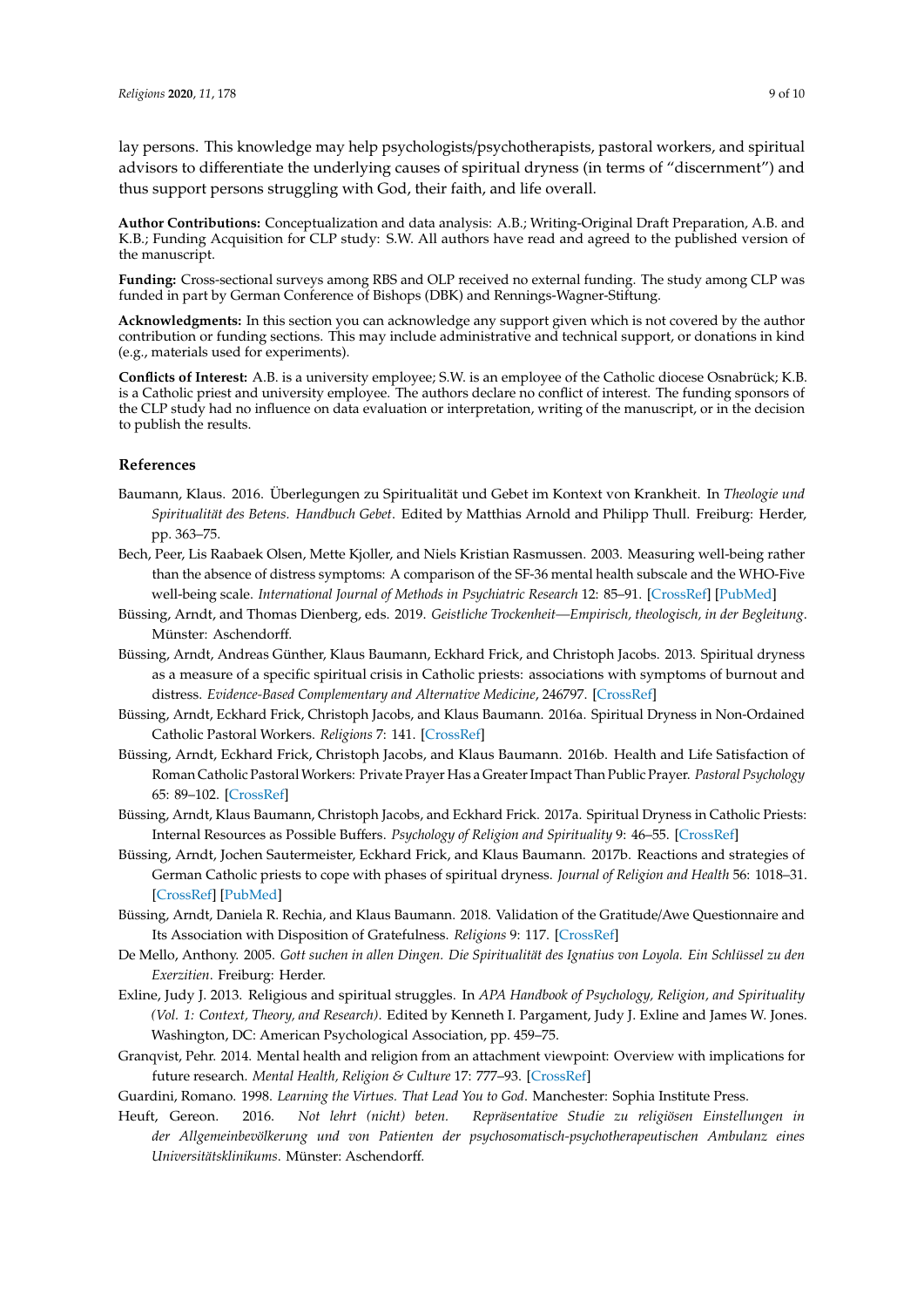lay persons. This knowledge may help psychologists/psychotherapists, pastoral workers, and spiritual advisors to differentiate the underlying causes of spiritual dryness (in terms of "discernment") and thus support persons struggling with God, their faith, and life overall.

**Author Contributions:** Conceptualization and data analysis: A.B.; Writing-Original Draft Preparation, A.B. and K.B.; Funding Acquisition for CLP study: S.W. All authors have read and agreed to the published version of the manuscript.

**Funding:** Cross-sectional surveys among RBS and OLP received no external funding. The study among CLP was funded in part by German Conference of Bishops (DBK) and Rennings-Wagner-Stiftung.

**Acknowledgments:** In this section you can acknowledge any support given which is not covered by the author contribution or funding sections. This may include administrative and technical support, or donations in kind (e.g., materials used for experiments).

**Conflicts of Interest:** A.B. is a university employee; S.W. is an employee of the Catholic diocese Osnabrück; K.B. is a Catholic priest and university employee. The authors declare no conflict of interest. The funding sponsors of the CLP study had no influence on data evaluation or interpretation, writing of the manuscript, or in the decision to publish the results.

## References

Baumann, Klaus. 2016. Überlegungen zu Spiritualität und Gebet im Kontext von Krankheit. In *Theologie und Spiritualität des Betens. Handbuch Gebet*. Edited by Matthias Arnold and Philipp Thull. Freiburg: Herder, pp. 363–75.

Bech, Peer, Lis Raabaek Olsen, Mette Kjoller, and Niels Kristian Rasmussen. 2003. Measuring well-being rather than the absence of distress symptoms: A comparison of the SF-36 mental health subscale and the WHO-Five well-being scale. *International Journal of Methods in Psychiatric Research* 12: 85–91. [CrossRef] [PubMed]

Büssing, Arndt, and Thomas Dienberg, eds. 2019. *Geistliche Trockenheit—Empirisch, theologisch, in der Begleitung*. Münster: Aschendorff.

Büssing, Arndt, Andreas Günther, Klaus Baumann, Eckhard Frick, and Christoph Jacobs. 2013. Spiritual dryness as a measure of a specific spiritual crisis in Catholic priests: associations with symptoms of burnout and distress. *Evidence-Based Complementary and Alternative Medicine*, 246797. [CrossRef]

Büssing, Arndt, Eckhard Frick, Christoph Jacobs, and Klaus Baumann. 2016a. Spiritual Dryness in Non-Ordained Catholic Pastoral Workers. *Religions* 7: 141. [CrossRef]

Büssing, Arndt, Eckhard Frick, Christoph Jacobs, and Klaus Baumann. 2016b. Health and Life Satisfaction of Roman Catholic Pastoral Workers: Private Prayer Has a Greater Impact Than Public Prayer. *Pastoral Psychology* 65: 89–102. [CrossRef]

Büssing, Arndt, Klaus Baumann, Christoph Jacobs, and Eckhard Frick. 2017a. Spiritual Dryness in Catholic Priests: Internal Resources as Possible Buffers. *Psychology of Religion and Spirituality* 9: 46–55. [CrossRef]

Büssing, Arndt, Jochen Sautermeister, Eckhard Frick, and Klaus Baumann. 2017b. Reactions and strategies of German Catholic priests to cope with phases of spiritual dryness. *Journal of Religion and Health* 56: 1018–31. [CrossRef] [PubMed]

Büssing, Arndt, Daniela R. Rechia, and Klaus Baumann. 2018. Validation of the Gratitude/Awe Questionnaire and Its Association with Disposition of Gratefulness. *Religions* 9: 117. [CrossRef]

De Mello, Anthony. 2005. *Gott suchen in allen Dingen. Die Spiritualität des Ignatius von Loyola. Ein Schlüssel zu den Exerzitien*. Freiburg: Herder.

Exline, Judy J. 2013. Religious and spiritual struggles. In *APA Handbook of Psychology, Religion, and Spirituality (Vol. 1: Context, Theory, and Research)*. Edited by Kenneth I. Pargament, Judy J. Exline and James W. Jones. Washington, DC: American Psychological Association, pp. 459–75.

Granqvist, Pehr. 2014. Mental health and religion from an attachment viewpoint: Overview with implications for future research. *Mental Health, Religion & Culture* 17: 777–93. [CrossRef]

Guardini, Romano. 1998. *Learning the Virtues. That Lead You to God*. Manchester: Sophia Institute Press.

Heuft, Gereon. 2016. *Not lehrt (nicht) beten. Repräsentative Studie zu religiösen Einstellungen in der Allgemeinbevölkerung und von Patienten der psychosomatisch-psychotherapeutischen Ambulanz eines Universitätsklinikums*. Münster: Aschendorff.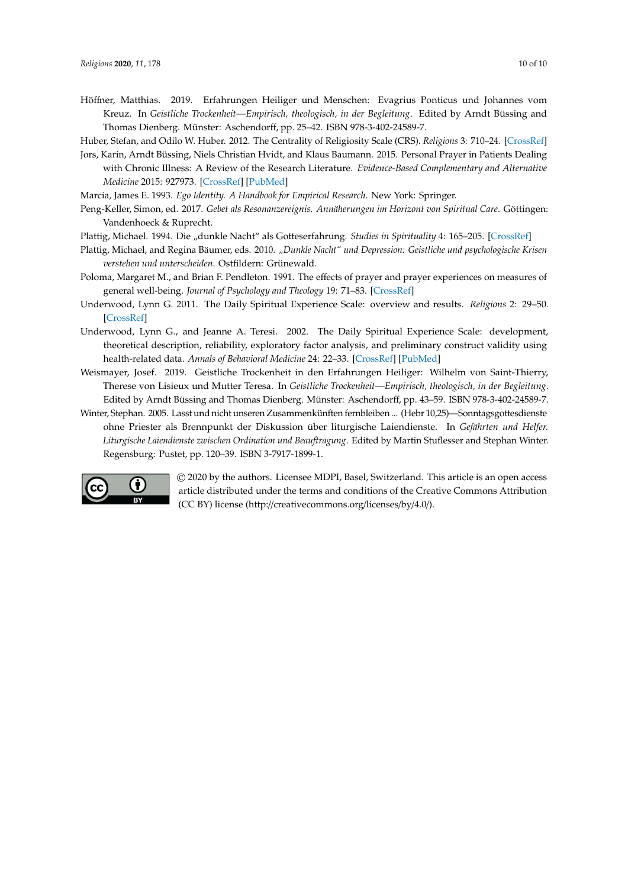Höffner, Matthias. 2019. Erfahrungen Heiliger und Menschen: Evagrius Ponticus und Johannes vom Kreuz. In *Geistliche Trockenheit—Empirisch, theologisch, in der Begleitung*. Edited by Arndt Büssing and Thomas Dienberg. Münster: Aschendorff, pp. 25–42. ISBN 978-3-402-24589-7.

Huber, Stefan, and Odilo W. Huber. 2012. The Centrality of Religiosity Scale (CRS). *Religions* 3: 710–24. [CrossRef]

Jors, Karin, Arndt Büssing, Niels Christian Hvidt, and Klaus Baumann. 2015. Personal Prayer in Patients Dealing with Chronic Illness: A Review of the Research Literature. *Evidence-Based Complementary and Alternative Medicine* 2015: 927973. [CrossRef] [PubMed]

Marcia, James E. 1993. *Ego Identity. A Handbook for Empirical Research*. New York: Springer.

Peng-Keller, Simon, ed. 2017. *Gebet als Resonanzereignis. Annäherungen im Horizont von Spiritual Care*. Göttingen: Vandenhoeck & Ruprecht.

Plattig, Michael. 1994. Die „dunkle Nacht" als Gotteserfahrung. *Studies in Spirituality* 4: 165–205. [CrossRef]

Plattig, Michael, and Regina Bäumer, eds. 2010. *„Dunkle Nacht" und Depression: Geistliche und psychologische Krisen verstehen und unterscheiden*. Ostfildern: Grünewald.

Poloma, Margaret M., and Brian F. Pendleton. 1991. The effects of prayer and prayer experiences on measures of general well-being. *Journal of Psychology and Theology* 19: 71–83. [CrossRef]

Underwood, Lynn G. 2011. The Daily Spiritual Experience Scale: overview and results. *Religions* 2: 29–50. [CrossRef]

Underwood, Lynn G., and Jeanne A. Teresi. 2002. The Daily Spiritual Experience Scale: development, theoretical description, reliability, exploratory factor analysis, and preliminary construct validity using health-related data. *Annals of Behavioral Medicine* 24: 22–33. [CrossRef] [PubMed]

Weismayer, Josef. 2019. Geistliche Trockenheit in den Erfahrungen Heiliger: Wilhelm von Saint-Thierry, Therese von Lisieux und Mutter Teresa. In *Geistliche Trockenheit—Empirisch, theologisch, in der Begleitung*. Edited by Arndt Büssing and Thomas Dienberg. Münster: Aschendorff, pp. 43–59. ISBN 978-3-402-24589-7.

Winter, Stephan. 2005. Lasst und nicht unseren Zusammenkünften fernbleiben ... (Hebr 10,25)—Sonntagsgottesdienste ohne Priester als Brennpunkt der Diskussion über liturgische Laiendienste. In *Gefährten und Helfer. Liturgische Laiendienste zwischen Ordination und Beauftragung*. Edited by Martin Stuflesser and Stephan Winter. Regensburg: Pustet, pp. 120–39. ISBN 3-7917-1899-1.

© 2020 by the authors. Licensee MDPI, Basel, Switzerland. This article is an open access article distributed under the terms and conditions of the Creative Commons Attribution (CC BY) license (http://creativecommons.org/licenses/by/4.0/).